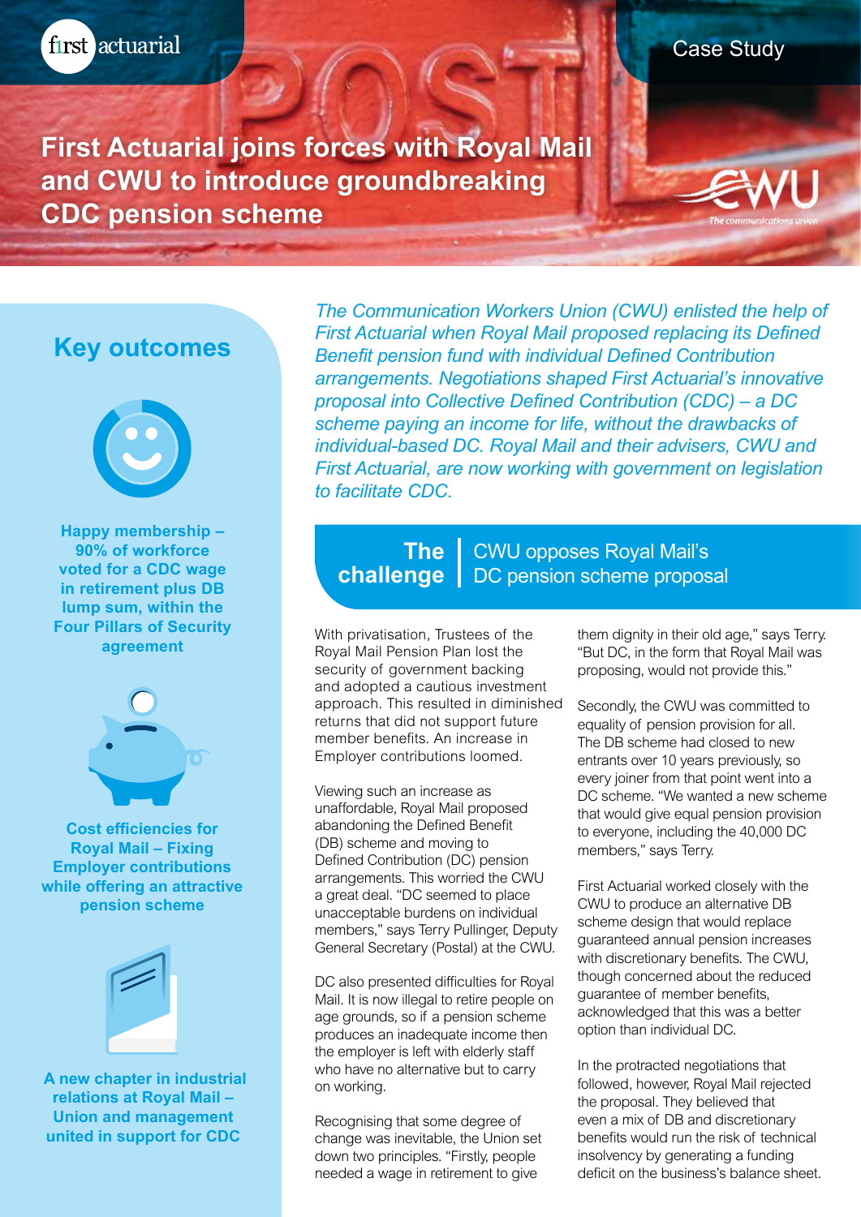Case Study

# First Actuarial joins forces with Royal Mail and CWU to introduce groundbreaking CDC pension scheme

## Key outcomes

**Happy membership – 90% of workforce voted for a CDC wage in retirement plus DB lump sum, within the Four Pillars of Security agreement**

**Cost efficiencies for Royal Mail – Fixing Employer contributions while offering an attractive pension scheme**

**A new chapter in industrial relations at Royal Mail – Union and management united in support for CDC**

*The Communication Workers Union (CWU) enlisted the help of First Actuarial when Royal Mail proposed replacing its Defined Benefit pension fund with individual Defined Contribution arrangements. Negotiations shaped First Actuarial's innovative proposal into Collective Defined Contribution (CDC) – a DC scheme paying an income for life, without the drawbacks of individual-based DC. Royal Mail and their advisers, CWU and First Actuarial, are now working with government on legislation to facilitate CDC.*

## The challenge | CWU opposes Royal Mail's DC pension scheme proposal

With privatisation, Trustees of the Royal Mail Pension Plan lost the security of government backing and adopted a cautious investment approach. This resulted in diminished returns that did not support future member benefits. An increase in Employer contributions loomed.

Viewing such an increase as unaffordable, Royal Mail proposed abandoning the Defined Benefit (DB) scheme and moving to Defined Contribution (DC) pension arrangements. This worried the CWU a great deal. "DC seemed to place unacceptable burdens on individual members," says Terry Pullinger, Deputy General Secretary (Postal) at the CWU.

DC also presented difficulties for Royal Mail. It is now illegal to retire people on age grounds, so if a pension scheme produces an inadequate income then the employer is left with elderly staff who have no alternative but to carry on working.

Recognising that some degree of change was inevitable, the Union set down two principles. "Firstly, people needed a wage in retirement to give them dignity in their old age," says Terry. "But DC, in the form that Royal Mail was proposing, would not provide this."

Secondly, the CWU was committed to equality of pension provision for all. The DB scheme had closed to new entrants over 10 years previously, so every joiner from that point went into a DC scheme. "We wanted a new scheme that would give equal pension provision to everyone, including the 40,000 DC members," says Terry.

First Actuarial worked closely with the CWU to produce an alternative DB scheme design that would replace guaranteed annual pension increases with discretionary benefits. The CWU, though concerned about the reduced guarantee of member benefits, acknowledged that this was a better option than individual DC.

In the protracted negotiations that followed, however, Royal Mail rejected the proposal. They believed that even a mix of DB and discretionary benefits would run the risk of technical insolvency by generating a funding deficit on the business's balance sheet.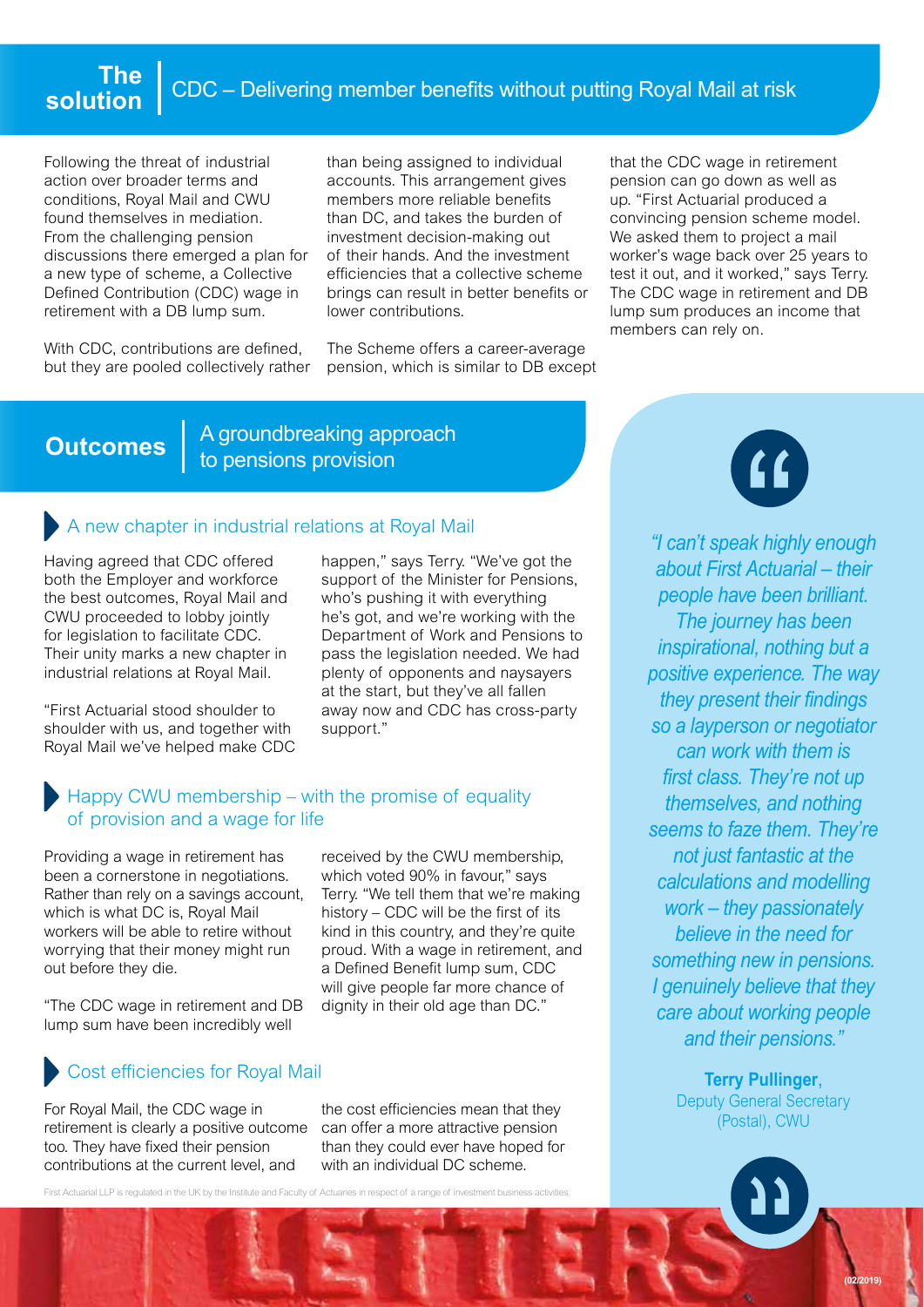## The solution | CDC – Delivering member benefits without putting Royal Mail at risk

Following the threat of industrial action over broader terms and conditions, Royal Mail and CWU found themselves in mediation. From the challenging pension discussions there emerged a plan for a new type of scheme, a Collective Defined Contribution (CDC) wage in retirement with a DB lump sum.

With CDC, contributions are defined, but they are pooled collectively rather than being assigned to individual accounts. This arrangement gives members more reliable benefits than DC, and takes the burden of investment decision-making out of their hands. And the investment efficiencies that a collective scheme brings can result in better benefits or lower contributions.

The Scheme offers a career-average pension, which is similar to DB except that the CDC wage in retirement pension can go down as well as up. "First Actuarial produced a convincing pension scheme model. We asked them to project a mail worker's wage back over 25 years to test it out, and it worked," says Terry. The CDC wage in retirement and DB lump sum produces an income that members can rely on.

## Outcomes | A groundbreaking approach to pensions provision

### A new chapter in industrial relations at Royal Mail

Having agreed that CDC offered both the Employer and workforce the best outcomes, Royal Mail and CWU proceeded to lobby jointly for legislation to facilitate CDC. Their unity marks a new chapter in industrial relations at Royal Mail.

"First Actuarial stood shoulder to shoulder with us, and together with Royal Mail we've helped make CDC happen," says Terry. "We've got the support of the Minister for Pensions, who's pushing it with everything he's got, and we're working with the Department of Work and Pensions to pass the legislation needed. We had plenty of opponents and naysayers at the start, but they've all fallen away now and CDC has cross-party support."

### Happy CWU membership – with the promise of equality of provision and a wage for life

Providing a wage in retirement has been a cornerstone in negotiations. Rather than rely on a savings account, which is what DC is, Royal Mail workers will be able to retire without worrying that their money might run out before they die.

"The CDC wage in retirement and DB lump sum have been incredibly well received by the CWU membership, which voted 90% in favour," says Terry. "We tell them that we're making history – CDC will be the first of its kind in this country, and they're quite proud. With a wage in retirement, and a Defined Benefit lump sum, CDC will give people far more chance of dignity in their old age than DC."

### Cost efficiencies for Royal Mail

For Royal Mail, the CDC wage in retirement is clearly a positive outcome too. They have fixed their pension contributions at the current level, and the cost efficiencies mean that they can offer a more attractive pension than they could ever have hoped for with an individual DC scheme.

> *"I can't speak highly enough about First Actuarial – their people have been brilliant. The journey has been inspirational, nothing but a positive experience. The way they present their findings so a layperson or negotiator can work with them is first class. They're not up themselves, and nothing seems to faze them. They're not just fantastic at the calculations and modelling work – they passionately believe in the need for something new in pensions. I genuinely believe that they care about working people and their pensions."*
>
> **Terry Pullinger**, Deputy General Secretary (Postal), CWU

First Actuarial LLP is regulated in the UK by the Institute and Faculty of Actuaries in respect of a range of investment business activities.

(02/2019)